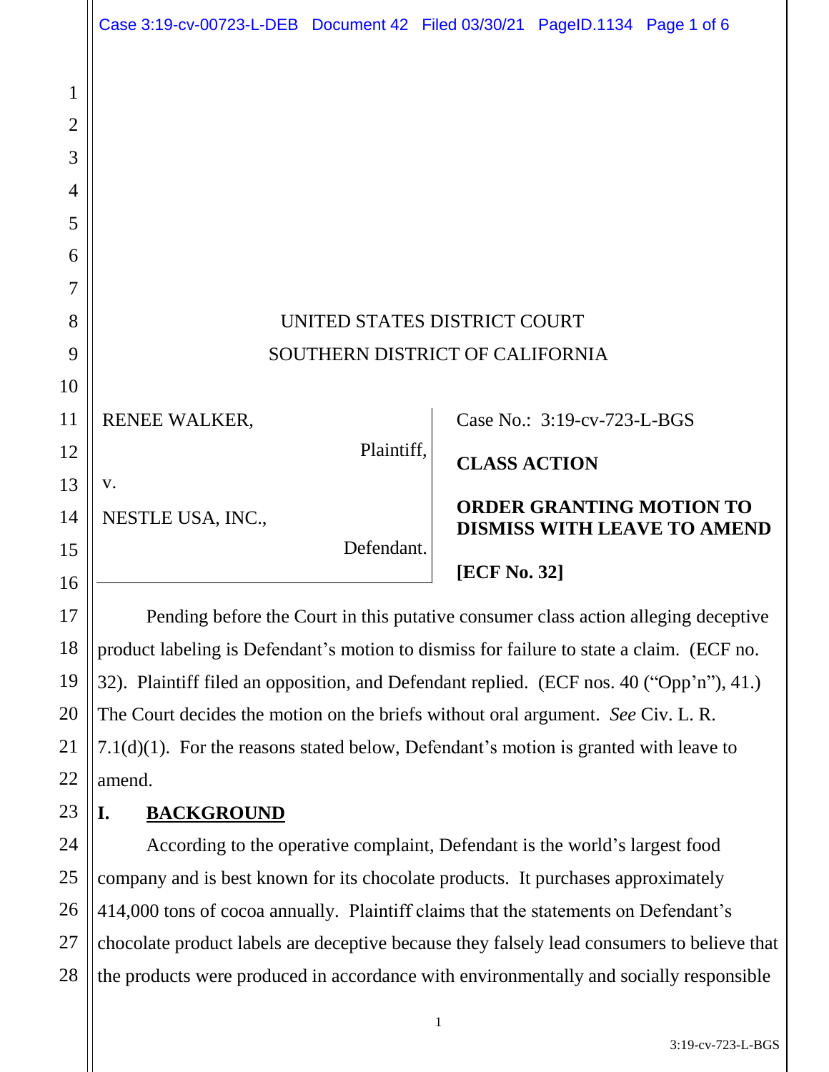UNITED STATES DISTRICT COURT
SOUTHERN DISTRICT OF CALIFORNIA

| | |
|---|---|
| RENEE WALKER, Plaintiff, v. NESTLE USA, INC., Defendant. | Case No.: 3:19-cv-723-L-BGS **CLASS ACTION** **ORDER GRANTING MOTION TO DISMISS WITH LEAVE TO AMEND** **[ECF No. 32]** |

Pending before the Court in this putative consumer class action alleging deceptive product labeling is Defendant's motion to dismiss for failure to state a claim. (ECF no. 32). Plaintiff filed an opposition, and Defendant replied. (ECF nos. 40 ("Opp'n"), 41.) The Court decides the motion on the briefs without oral argument. *See* Civ. L. R. 7.1(d)(1). For the reasons stated below, Defendant's motion is granted with leave to amend.

## I. BACKGROUND

According to the operative complaint, Defendant is the world's largest food company and is best known for its chocolate products. It purchases approximately 414,000 tons of cocoa annually. Plaintiff claims that the statements on Defendant's chocolate product labels are deceptive because they falsely lead consumers to believe that the products were produced in accordance with environmentally and socially responsible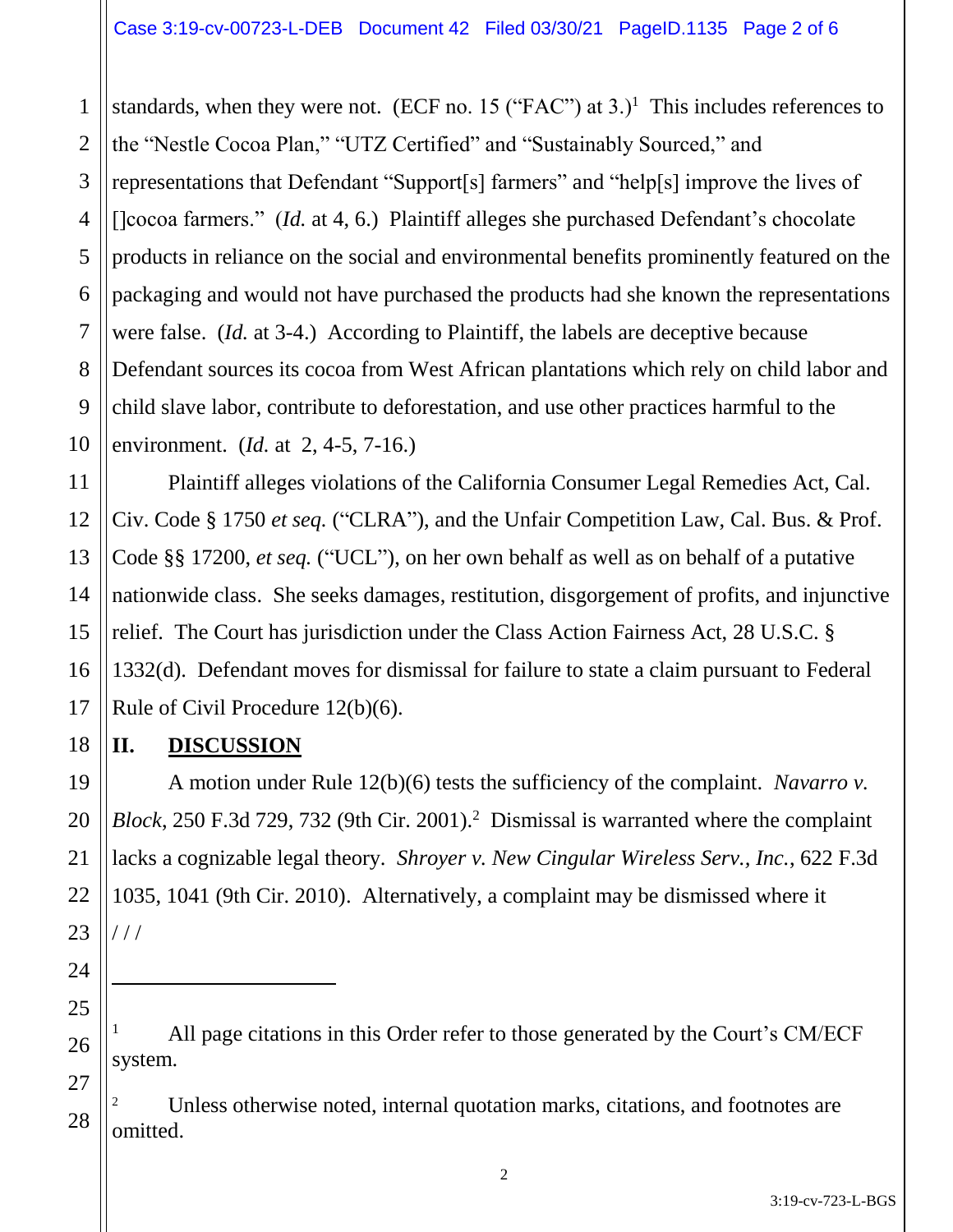standards, when they were not. (ECF no. 15 ("FAC") at 3.)[1] This includes references to the "Nestle Cocoa Plan," "UTZ Certified" and "Sustainably Sourced," and representations that Defendant "Support[s] farmers" and "help[s] improve the lives of []cocoa farmers." (*Id.* at 4, 6.) Plaintiff alleges she purchased Defendant's chocolate products in reliance on the social and environmental benefits prominently featured on the packaging and would not have purchased the products had she known the representations were false. (*Id.* at 3-4.) According to Plaintiff, the labels are deceptive because Defendant sources its cocoa from West African plantations which rely on child labor and child slave labor, contribute to deforestation, and use other practices harmful to the environment. (*Id.* at 2, 4-5, 7-16.)

Plaintiff alleges violations of the California Consumer Legal Remedies Act, Cal. Civ. Code § 1750 *et seq.* ("CLRA"), and the Unfair Competition Law, Cal. Bus. & Prof. Code §§ 17200, *et seq.* ("UCL"), on her own behalf as well as on behalf of a putative nationwide class. She seeks damages, restitution, disgorgement of profits, and injunctive relief. The Court has jurisdiction under the Class Action Fairness Act, 28 U.S.C. § 1332(d). Defendant moves for dismissal for failure to state a claim pursuant to Federal Rule of Civil Procedure 12(b)(6).

## II. DISCUSSION

A motion under Rule 12(b)(6) tests the sufficiency of the complaint. *Navarro v. Block*, 250 F.3d 729, 732 (9th Cir. 2001).[2] Dismissal is warranted where the complaint lacks a cognizable legal theory. *Shroyer v. New Cingular Wireless Serv., Inc.*, 622 F.3d 1035, 1041 (9th Cir. 2010). Alternatively, a complaint may be dismissed where it
/ / /

---

[1] All page citations in this Order refer to those generated by the Court's CM/ECF system.

[2] Unless otherwise noted, internal quotation marks, citations, and footnotes are omitted.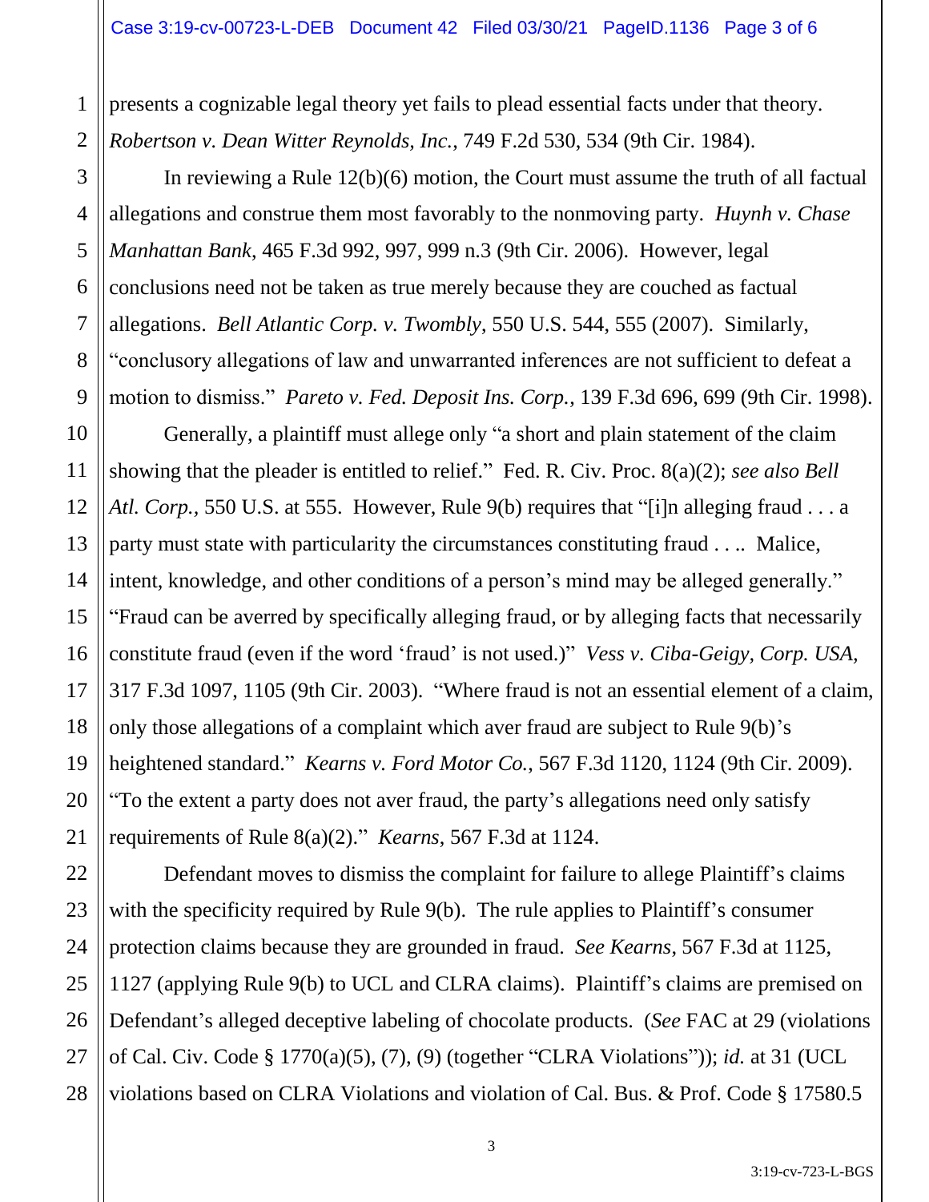presents a cognizable legal theory yet fails to plead essential facts under that theory. *Robertson v. Dean Witter Reynolds, Inc.*, 749 F.2d 530, 534 (9th Cir. 1984).

In reviewing a Rule 12(b)(6) motion, the Court must assume the truth of all factual allegations and construe them most favorably to the nonmoving party. *Huynh v. Chase Manhattan Bank*, 465 F.3d 992, 997, 999 n.3 (9th Cir. 2006). However, legal conclusions need not be taken as true merely because they are couched as factual allegations. *Bell Atlantic Corp. v. Twombly*, 550 U.S. 544, 555 (2007). Similarly, "conclusory allegations of law and unwarranted inferences are not sufficient to defeat a motion to dismiss." *Pareto v. Fed. Deposit Ins. Corp.*, 139 F.3d 696, 699 (9th Cir. 1998).

Generally, a plaintiff must allege only "a short and plain statement of the claim showing that the pleader is entitled to relief." Fed. R. Civ. Proc. 8(a)(2); *see also Bell Atl. Corp.*, 550 U.S. at 555. However, Rule 9(b) requires that "[i]n alleging fraud . . . a party must state with particularity the circumstances constituting fraud . . .. Malice, intent, knowledge, and other conditions of a person's mind may be alleged generally." "Fraud can be averred by specifically alleging fraud, or by alleging facts that necessarily constitute fraud (even if the word 'fraud' is not used.)" *Vess v. Ciba-Geigy, Corp. USA*, 317 F.3d 1097, 1105 (9th Cir. 2003). "Where fraud is not an essential element of a claim, only those allegations of a complaint which aver fraud are subject to Rule 9(b)'s heightened standard." *Kearns v. Ford Motor Co.*, 567 F.3d 1120, 1124 (9th Cir. 2009). "To the extent a party does not aver fraud, the party's allegations need only satisfy requirements of Rule 8(a)(2)." *Kearns*, 567 F.3d at 1124.

Defendant moves to dismiss the complaint for failure to allege Plaintiff's claims with the specificity required by Rule 9(b). The rule applies to Plaintiff's consumer protection claims because they are grounded in fraud. *See Kearns*, 567 F.3d at 1125, 1127 (applying Rule 9(b) to UCL and CLRA claims). Plaintiff's claims are premised on Defendant's alleged deceptive labeling of chocolate products. (*See* FAC at 29 (violations of Cal. Civ. Code § 1770(a)(5), (7), (9) (together "CLRA Violations")); *id.* at 31 (UCL violations based on CLRA Violations and violation of Cal. Bus. & Prof. Code § 17580.5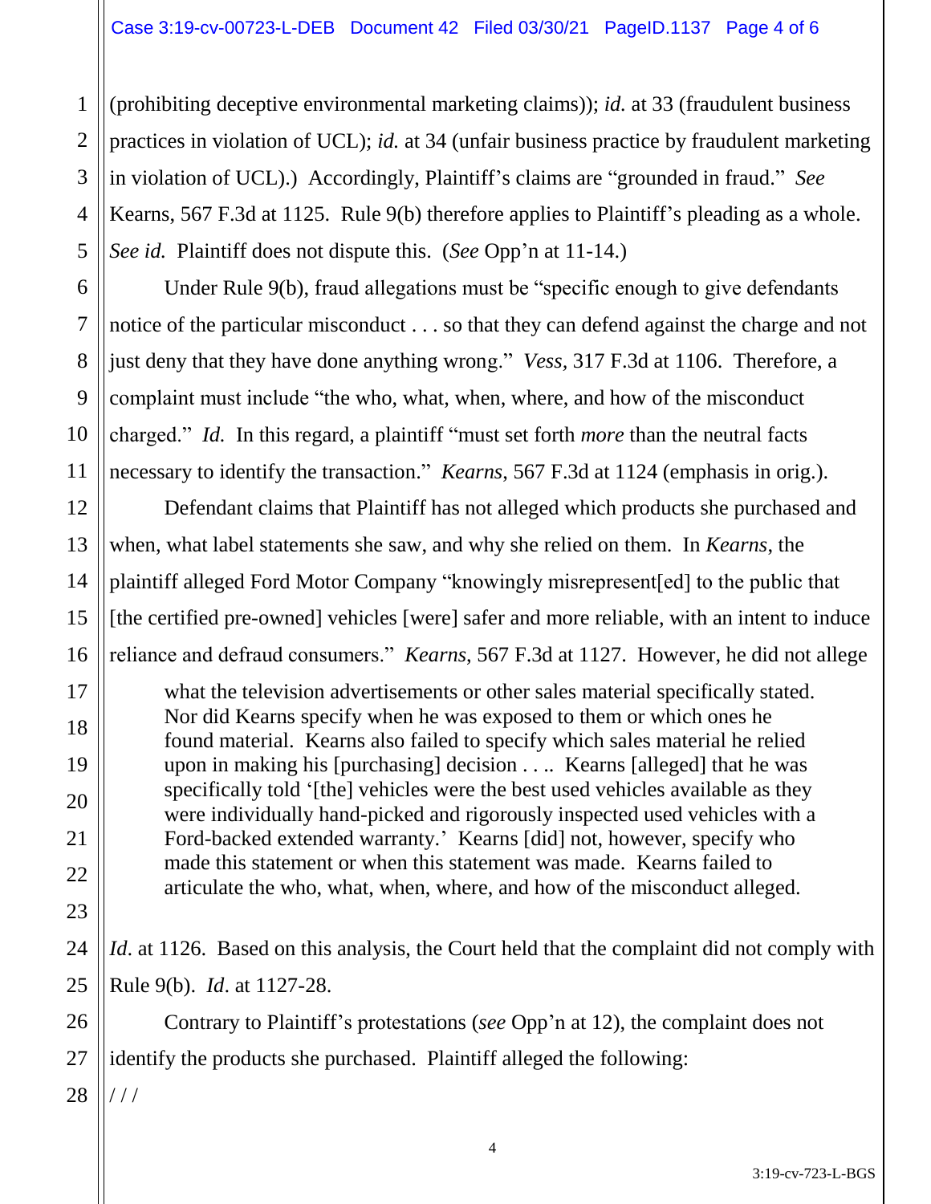(prohibiting deceptive environmental marketing claims)); *id.* at 33 (fraudulent business practices in violation of UCL); *id.* at 34 (unfair business practice by fraudulent marketing in violation of UCL).) Accordingly, Plaintiff's claims are "grounded in fraud." *See* Kearns, 567 F.3d at 1125. Rule 9(b) therefore applies to Plaintiff's pleading as a whole. *See id.* Plaintiff does not dispute this. (*See* Opp'n at 11-14.)

Under Rule 9(b), fraud allegations must be "specific enough to give defendants notice of the particular misconduct . . . so that they can defend against the charge and not just deny that they have done anything wrong." *Vess*, 317 F.3d at 1106. Therefore, a complaint must include "the who, what, when, where, and how of the misconduct charged." *Id.* In this regard, a plaintiff "must set forth *more* than the neutral facts necessary to identify the transaction." *Kearns*, 567 F.3d at 1124 (emphasis in orig.).

Defendant claims that Plaintiff has not alleged which products she purchased and when, what label statements she saw, and why she relied on them. In *Kearns*, the plaintiff alleged Ford Motor Company "knowingly misrepresent[ed] to the public that [the certified pre-owned] vehicles [were] safer and more reliable, with an intent to induce reliance and defraud consumers." *Kearns*, 567 F.3d at 1127. However, he did not allege

> what the television advertisements or other sales material specifically stated. Nor did Kearns specify when he was exposed to them or which ones he found material. Kearns also failed to specify which sales material he relied upon in making his [purchasing] decision . . .. Kearns [alleged] that he was specifically told '[the] vehicles were the best used vehicles available as they were individually hand-picked and rigorously inspected used vehicles with a Ford-backed extended warranty.' Kearns [did] not, however, specify who made this statement or when this statement was made. Kearns failed to articulate the who, what, when, where, and how of the misconduct alleged.

*Id*. at 1126. Based on this analysis, the Court held that the complaint did not comply with Rule 9(b). *Id*. at 1127-28.

Contrary to Plaintiff's protestations (*see* Opp'n at 12), the complaint does not identify the products she purchased. Plaintiff alleged the following:

/ / /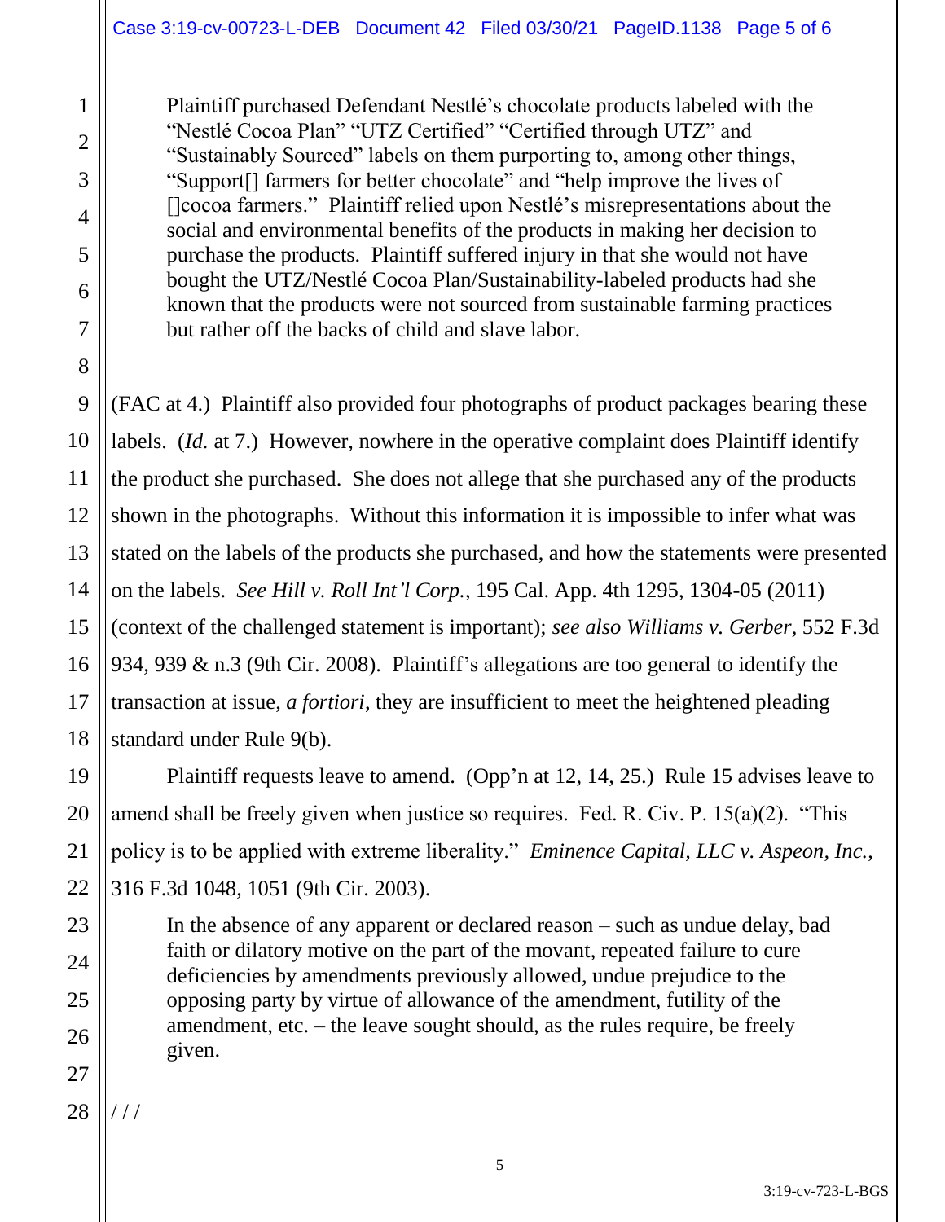> Plaintiff purchased Defendant Nestlé's chocolate products labeled with the "Nestlé Cocoa Plan" "UTZ Certified" "Certified through UTZ" and "Sustainably Sourced" labels on them purporting to, among other things, "Support[] farmers for better chocolate" and "help improve the lives of []cocoa farmers." Plaintiff relied upon Nestlé's misrepresentations about the social and environmental benefits of the products in making her decision to purchase the products. Plaintiff suffered injury in that she would not have bought the UTZ/Nestlé Cocoa Plan/Sustainability-labeled products had she known that the products were not sourced from sustainable farming practices but rather off the backs of child and slave labor.

(FAC at 4.) Plaintiff also provided four photographs of product packages bearing these labels. (*Id.* at 7.) However, nowhere in the operative complaint does Plaintiff identify the product she purchased. She does not allege that she purchased any of the products shown in the photographs. Without this information it is impossible to infer what was stated on the labels of the products she purchased, and how the statements were presented on the labels. *See Hill v. Roll Int'l Corp.*, 195 Cal. App. 4th 1295, 1304-05 (2011) (context of the challenged statement is important); *see also Williams v. Gerber*, 552 F.3d 934, 939 & n.3 (9th Cir. 2008). Plaintiff's allegations are too general to identify the transaction at issue, *a fortiori*, they are insufficient to meet the heightened pleading standard under Rule 9(b).

Plaintiff requests leave to amend. (Opp'n at 12, 14, 25.) Rule 15 advises leave to amend shall be freely given when justice so requires. Fed. R. Civ. P. 15(a)(2). "This policy is to be applied with extreme liberality." *Eminence Capital, LLC v. Aspeon, Inc.*, 316 F.3d 1048, 1051 (9th Cir. 2003).

> In the absence of any apparent or declared reason – such as undue delay, bad faith or dilatory motive on the part of the movant, repeated failure to cure deficiencies by amendments previously allowed, undue prejudice to the opposing party by virtue of allowance of the amendment, futility of the amendment, etc. – the leave sought should, as the rules require, be freely given.

/ / /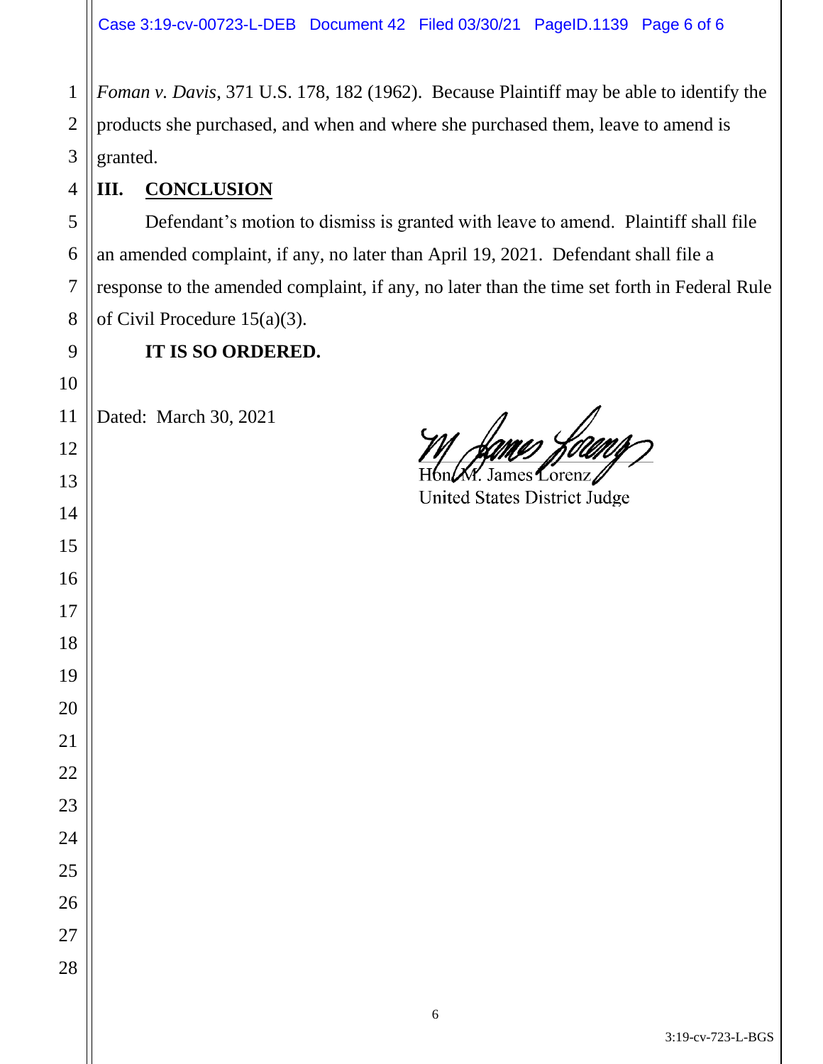*Foman v. Davis*, 371 U.S. 178, 182 (1962). Because Plaintiff may be able to identify the products she purchased, and when and where she purchased them, leave to amend is granted.

## III. CONCLUSION

Defendant's motion to dismiss is granted with leave to amend. Plaintiff shall file an amended complaint, if any, no later than April 19, 2021. Defendant shall file a response to the amended complaint, if any, no later than the time set forth in Federal Rule of Civil Procedure 15(a)(3).

**IT IS SO ORDERED.**

Dated: March 30, 2021

Hon. M. James Lorenz
United States District Judge